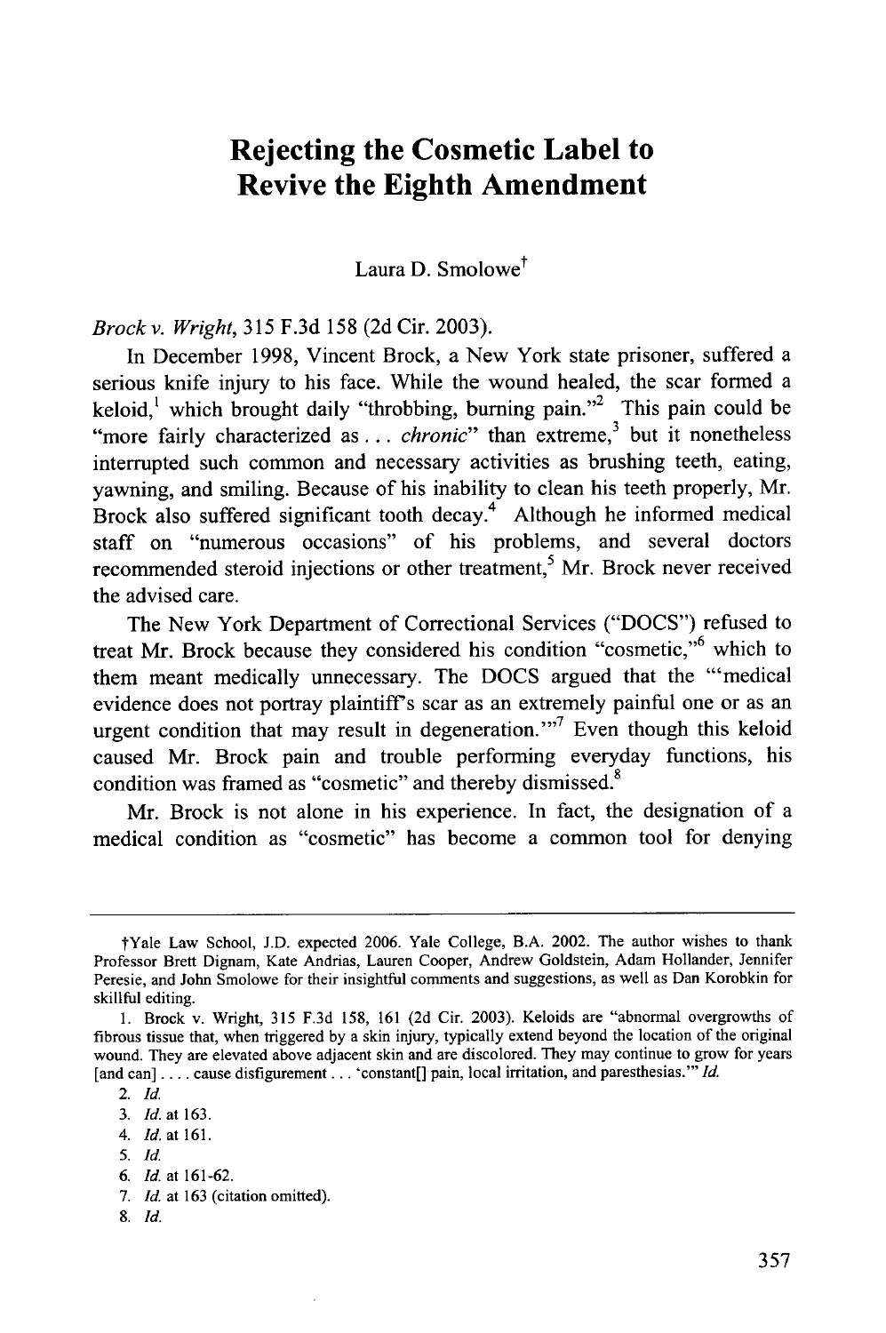# Rejecting the Cosmetic Label to Revive the Eighth Amendment

Laura D. Smolowe[†]

*Brock v. Wright*, 315 F.3d 158 (2d Cir. 2003).

In December 1998, Vincent Brock, a New York state prisoner, suffered a serious knife injury to his face. While the wound healed, the scar formed a keloid,[1] which brought daily "throbbing, burning pain."[2] This pain could be "more fairly characterized as . . . *chronic*" than extreme,[3] but it nonetheless interrupted such common and necessary activities as brushing teeth, eating, yawning, and smiling. Because of his inability to clean his teeth properly, Mr. Brock also suffered significant tooth decay.[4] Although he informed medical staff on "numerous occasions" of his problems, and several doctors recommended steroid injections or other treatment,[5] Mr. Brock never received the advised care.

The New York Department of Correctional Services ("DOCS") refused to treat Mr. Brock because they considered his condition "cosmetic,"[6] which to them meant medically unnecessary. The DOCS argued that the "'medical evidence does not portray plaintiff's scar as an extremely painful one or as an urgent condition that may result in degeneration.'"[7] Even though this keloid caused Mr. Brock pain and trouble performing everyday functions, his condition was framed as "cosmetic" and thereby dismissed.[8]

Mr. Brock is not alone in his experience. In fact, the designation of a medical condition as "cosmetic" has become a common tool for denying

---

†Yale Law School, J.D. expected 2006. Yale College, B.A. 2002. The author wishes to thank Professor Brett Dignam, Kate Andrias, Lauren Cooper, Andrew Goldstein, Adam Hollander, Jennifer Peresie, and John Smolowe for their insightful comments and suggestions, as well as Dan Korobkin for skillful editing.

1. Brock v. Wright, 315 F.3d 158, 161 (2d Cir. 2003). Keloids are "abnormal overgrowths of fibrous tissue that, when triggered by a skin injury, typically extend beyond the location of the original wound. They are elevated above adjacent skin and are discolored. They may continue to grow for years [and can] . . . . cause disfigurement . . . 'constant[] pain, local irritation, and paresthesias.'" *Id.*

2. *Id.*

3. *Id.* at 163.

4. *Id.* at 161.

5. *Id.*

6. *Id.* at 161-62.

7. *Id.* at 163 (citation omitted).

8. *Id.*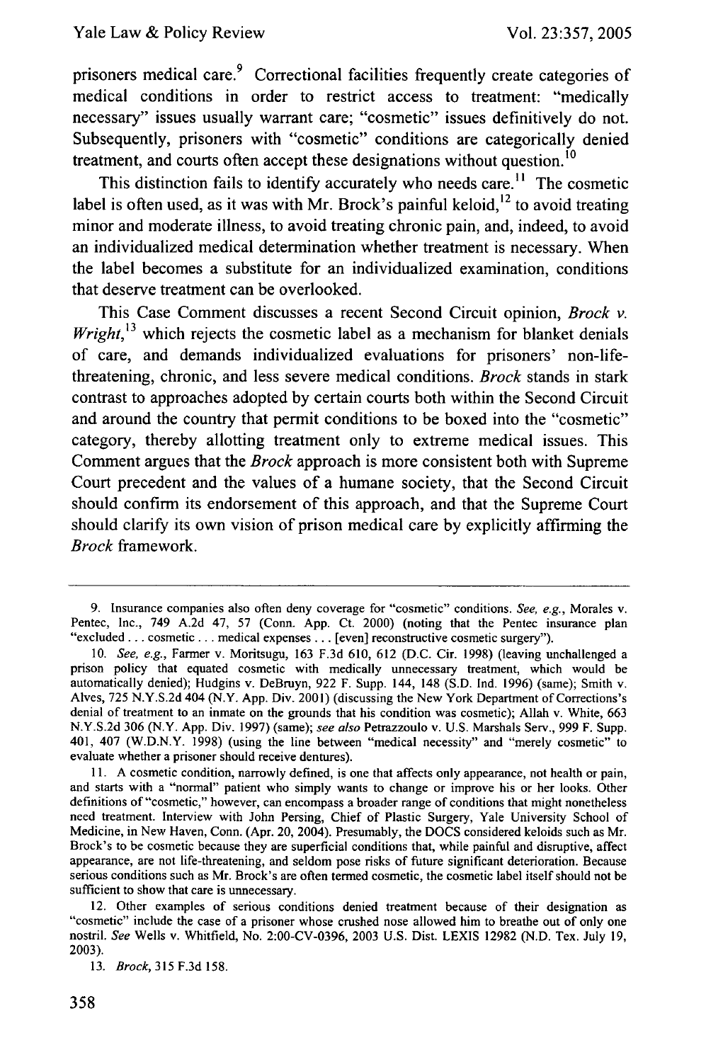prisoners medical care.[9] Correctional facilities frequently create categories of medical conditions in order to restrict access to treatment: "medically necessary" issues usually warrant care; "cosmetic" issues definitively do not. Subsequently, prisoners with "cosmetic" conditions are categorically denied treatment, and courts often accept these designations without question.[10]

This distinction fails to identify accurately who needs care.[11] The cosmetic label is often used, as it was with Mr. Brock's painful keloid,[12] to avoid treating minor and moderate illness, to avoid treating chronic pain, and, indeed, to avoid an individualized medical determination whether treatment is necessary. When the label becomes a substitute for an individualized examination, conditions that deserve treatment can be overlooked.

This Case Comment discusses a recent Second Circuit opinion, *Brock v. Wright*,[13] which rejects the cosmetic label as a mechanism for blanket denials of care, and demands individualized evaluations for prisoners' non-life-threatening, chronic, and less severe medical conditions. *Brock* stands in stark contrast to approaches adopted by certain courts both within the Second Circuit and around the country that permit conditions to be boxed into the "cosmetic" category, thereby allotting treatment only to extreme medical issues. This Comment argues that the *Brock* approach is more consistent both with Supreme Court precedent and the values of a humane society, that the Second Circuit should confirm its endorsement of this approach, and that the Supreme Court should clarify its own vision of prison medical care by explicitly affirming the *Brock* framework.

---

9. Insurance companies also often deny coverage for "cosmetic" conditions. *See, e.g.*, Morales v. Pentec, Inc., 749 A.2d 47, 57 (Conn. App. Ct. 2000) (noting that the Pentec insurance plan "excluded . . . cosmetic . . . medical expenses . . . [even] reconstructive cosmetic surgery").

10. *See, e.g.*, Farmer v. Moritsugu, 163 F.3d 610, 612 (D.C. Cir. 1998) (leaving unchallenged a prison policy that equated cosmetic with medically unnecessary treatment, which would be automatically denied); Hudgins v. DeBruyn, 922 F. Supp. 144, 148 (S.D. Ind. 1996) (same); Smith v. Alves, 725 N.Y.S.2d 404 (N.Y. App. Div. 2001) (discussing the New York Department of Corrections's denial of treatment to an inmate on the grounds that his condition was cosmetic); Allah v. White, 663 N.Y.S.2d 306 (N.Y. App. Div. 1997) (same); *see also* Petrazzoulo v. U.S. Marshals Serv., 999 F. Supp. 401, 407 (W.D.N.Y. 1998) (using the line between "medical necessity" and "merely cosmetic" to evaluate whether a prisoner should receive dentures).

11. A cosmetic condition, narrowly defined, is one that affects only appearance, not health or pain, and starts with a "normal" patient who simply wants to change or improve his or her looks. Other definitions of "cosmetic," however, can encompass a broader range of conditions that might nonetheless need treatment. Interview with John Persing, Chief of Plastic Surgery, Yale University School of Medicine, in New Haven, Conn. (Apr. 20, 2004). Presumably, the DOCS considered keloids such as Mr. Brock's to be cosmetic because they are superficial conditions that, while painful and disruptive, affect appearance, are not life-threatening, and seldom pose risks of future significant deterioration. Because serious conditions such as Mr. Brock's are often termed cosmetic, the cosmetic label itself should not be sufficient to show that care is unnecessary.

12. Other examples of serious conditions denied treatment because of their designation as "cosmetic" include the case of a prisoner whose crushed nose allowed him to breathe out of only one nostril. *See* Wells v. Whitfield, No. 2:00-CV-0396, 2003 U.S. Dist. LEXIS 12982 (N.D. Tex. July 19, 2003).

13. *Brock*, 315 F.3d 158.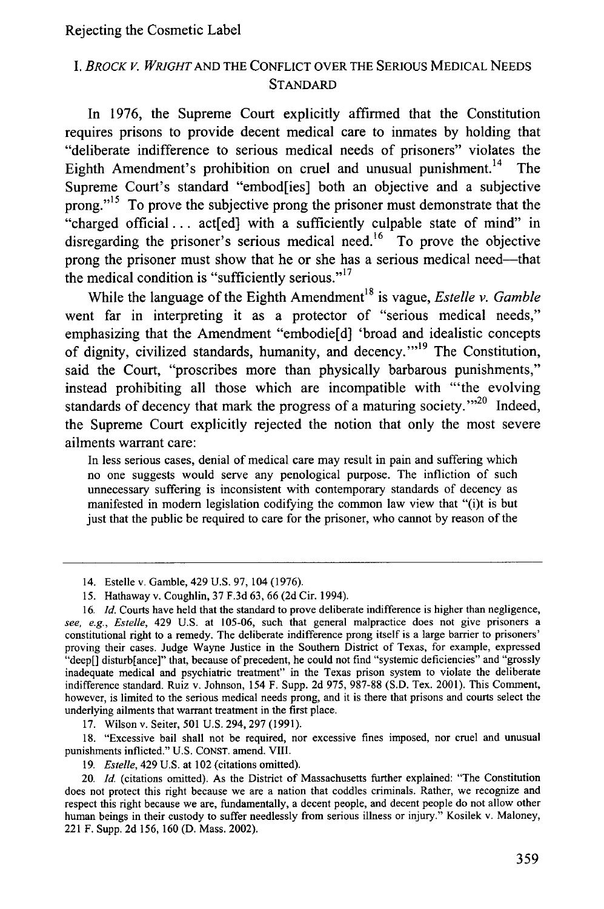## I. *BROCK V. WRIGHT* AND THE CONFLICT OVER THE SERIOUS MEDICAL NEEDS STANDARD

In 1976, the Supreme Court explicitly affirmed that the Constitution requires prisons to provide decent medical care to inmates by holding that "deliberate indifference to serious medical needs of prisoners" violates the Eighth Amendment's prohibition on cruel and unusual punishment.[14] The Supreme Court's standard "embod[ies] both an objective and a subjective prong."[15] To prove the subjective prong the prisoner must demonstrate that the "charged official . . . act[ed] with a sufficiently culpable state of mind" in disregarding the prisoner's serious medical need.[16] To prove the objective prong the prisoner must show that he or she has a serious medical need—that the medical condition is "sufficiently serious."[17]

While the language of the Eighth Amendment[18] is vague, *Estelle v. Gamble* went far in interpreting it as a protector of "serious medical needs," emphasizing that the Amendment "embodie[d] 'broad and idealistic concepts of dignity, civilized standards, humanity, and decency.'"[19] The Constitution, said the Court, "proscribes more than physically barbarous punishments," instead prohibiting all those which are incompatible with "'the evolving standards of decency that mark the progress of a maturing society.'"[20] Indeed, the Supreme Court explicitly rejected the notion that only the most severe ailments warrant care:

> In less serious cases, denial of medical care may result in pain and suffering which no one suggests would serve any penological purpose. The infliction of such unnecessary suffering is inconsistent with contemporary standards of decency as manifested in modern legislation codifying the common law view that "(i)t is but just that the public be required to care for the prisoner, who cannot by reason of the

---

14. Estelle v. Gamble, 429 U.S. 97, 104 (1976).

15. Hathaway v. Coughlin, 37 F.3d 63, 66 (2d Cir. 1994).

16. *Id.* Courts have held that the standard to prove deliberate indifference is higher than negligence, *see, e.g., Estelle*, 429 U.S. at 105-06, such that general malpractice does not give prisoners a constitutional right to a remedy. The deliberate indifference prong itself is a large barrier to prisoners' proving their cases. Judge Wayne Justice in the Southern District of Texas, for example, expressed "deep[] disturb[ance]" that, because of precedent, he could not find "systemic deficiencies" and "grossly inadequate medical and psychiatric treatment" in the Texas prison system to violate the deliberate indifference standard. Ruiz v. Johnson, 154 F. Supp. 2d 975, 987-88 (S.D. Tex. 2001). This Comment, however, is limited to the serious medical needs prong, and it is there that prisons and courts select the underlying ailments that warrant treatment in the first place.

17. Wilson v. Seiter, 501 U.S. 294, 297 (1991).

18. "Excessive bail shall not be required, nor excessive fines imposed, nor cruel and unusual punishments inflicted." U.S. CONST. amend. VIII.

19. *Estelle*, 429 U.S. at 102 (citations omitted).

20. *Id.* (citations omitted). As the District of Massachusetts further explained: "The Constitution does not protect this right because we are a nation that coddles criminals. Rather, we recognize and respect this right because we are, fundamentally, a decent people, and decent people do not allow other human beings in their custody to suffer needlessly from serious illness or injury." Kosilek v. Maloney, 221 F. Supp. 2d 156, 160 (D. Mass. 2002).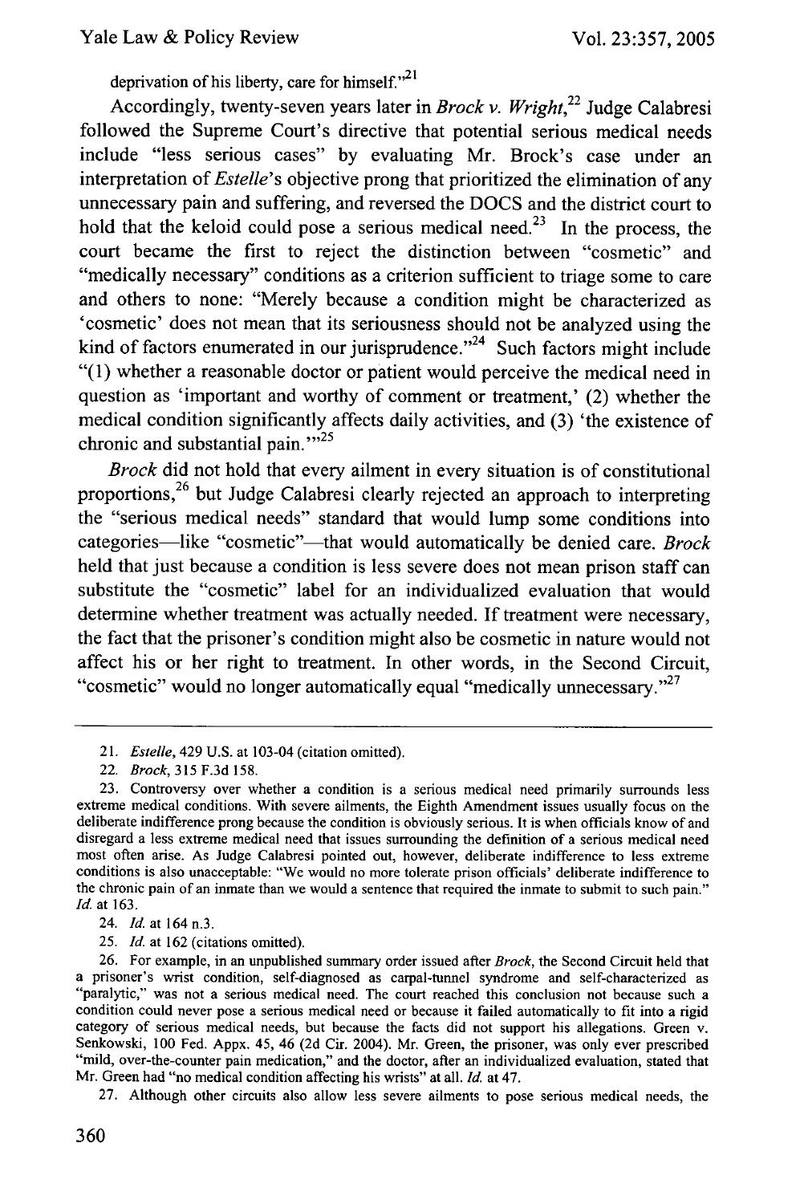deprivation of his liberty, care for himself."[21]

Accordingly, twenty-seven years later in *Brock v. Wright*,[22] Judge Calabresi followed the Supreme Court's directive that potential serious medical needs include "less serious cases" by evaluating Mr. Brock's case under an interpretation of *Estelle*'s objective prong that prioritized the elimination of any unnecessary pain and suffering, and reversed the DOCS and the district court to hold that the keloid could pose a serious medical need.[23] In the process, the court became the first to reject the distinction between "cosmetic" and "medically necessary" conditions as a criterion sufficient to triage some to care and others to none: "Merely because a condition might be characterized as 'cosmetic' does not mean that its seriousness should not be analyzed using the kind of factors enumerated in our jurisprudence."[24] Such factors might include "(1) whether a reasonable doctor or patient would perceive the medical need in question as 'important and worthy of comment or treatment,' (2) whether the medical condition significantly affects daily activities, and (3) 'the existence of chronic and substantial pain.'"[25]

*Brock* did not hold that every ailment in every situation is of constitutional proportions,[26] but Judge Calabresi clearly rejected an approach to interpreting the "serious medical needs" standard that would lump some conditions into categories—like "cosmetic"—that would automatically be denied care. *Brock* held that just because a condition is less severe does not mean prison staff can substitute the "cosmetic" label for an individualized evaluation that would determine whether treatment was actually needed. If treatment were necessary, the fact that the prisoner's condition might also be cosmetic in nature would not affect his or her right to treatment. In other words, in the Second Circuit, "cosmetic" would no longer automatically equal "medically unnecessary."[27]

---

21. *Estelle*, 429 U.S. at 103-04 (citation omitted).

22. *Brock*, 315 F.3d 158.

23. Controversy over whether a condition is a serious medical need primarily surrounds less extreme medical conditions. With severe ailments, the Eighth Amendment issues usually focus on the deliberate indifference prong because the condition is obviously serious. It is when officials know of and disregard a less extreme medical need that issues surrounding the definition of a serious medical need most often arise. As Judge Calabresi pointed out, however, deliberate indifference to less extreme conditions is also unacceptable: "We would no more tolerate prison officials' deliberate indifference to the chronic pain of an inmate than we would a sentence that required the inmate to submit to such pain." *Id.* at 163.

24. *Id.* at 164 n.3.

25. *Id.* at 162 (citations omitted).

26. For example, in an unpublished summary order issued after *Brock*, the Second Circuit held that a prisoner's wrist condition, self-diagnosed as carpal-tunnel syndrome and self-characterized as "paralytic," was not a serious medical need. The court reached this conclusion not because such a condition could never pose a serious medical need or because it failed automatically to fit into a rigid category of serious medical needs, but because the facts did not support his allegations. Green v. Senkowski, 100 Fed. Appx. 45, 46 (2d Cir. 2004). Mr. Green, the prisoner, was only ever prescribed "mild, over-the-counter pain medication," and the doctor, after an individualized evaluation, stated that Mr. Green had "no medical condition affecting his wrists" at all. *Id.* at 47.

27. Although other circuits also allow less severe ailments to pose serious medical needs, the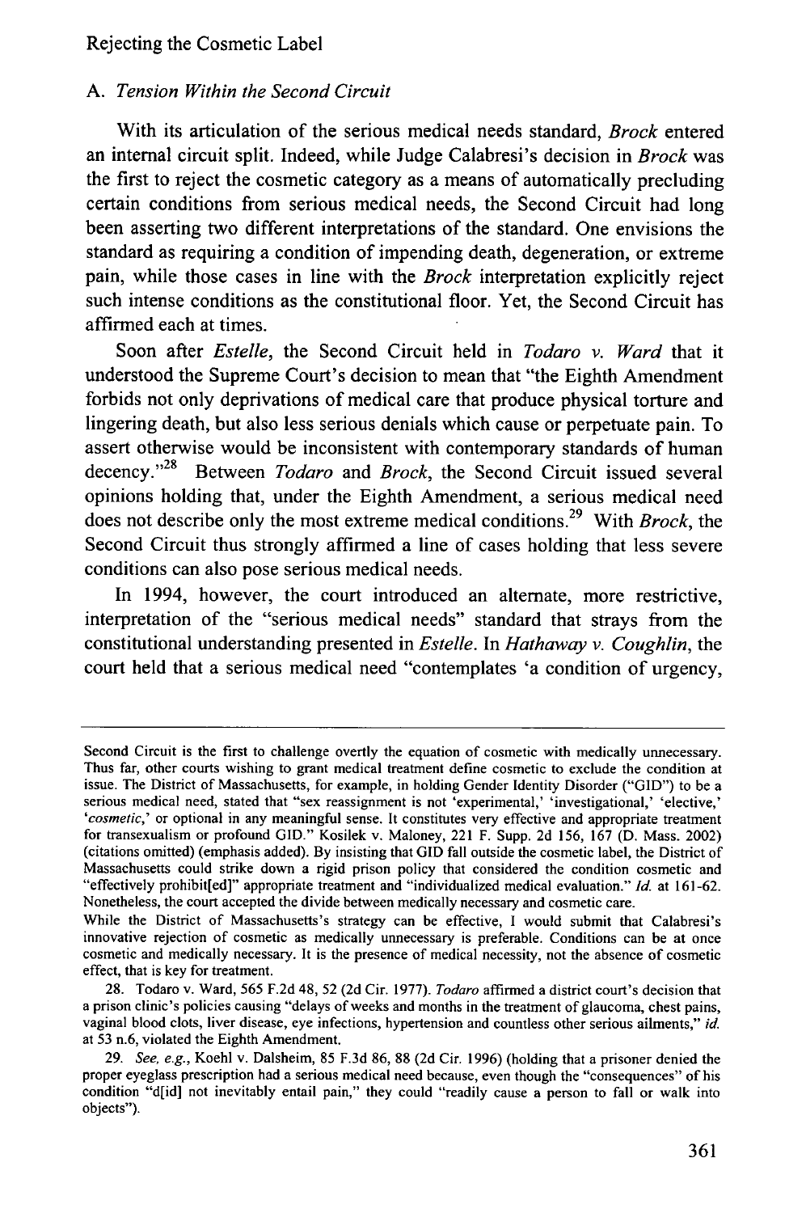### A. *Tension Within the Second Circuit*

With its articulation of the serious medical needs standard, *Brock* entered an internal circuit split. Indeed, while Judge Calabresi's decision in *Brock* was the first to reject the cosmetic category as a means of automatically precluding certain conditions from serious medical needs, the Second Circuit had long been asserting two different interpretations of the standard. One envisions the standard as requiring a condition of impending death, degeneration, or extreme pain, while those cases in line with the *Brock* interpretation explicitly reject such intense conditions as the constitutional floor. Yet, the Second Circuit has affirmed each at times.

Soon after *Estelle*, the Second Circuit held in *Todaro v. Ward* that it understood the Supreme Court's decision to mean that "the Eighth Amendment forbids not only deprivations of medical care that produce physical torture and lingering death, but also less serious denials which cause or perpetuate pain. To assert otherwise would be inconsistent with contemporary standards of human decency."[28] Between *Todaro* and *Brock*, the Second Circuit issued several opinions holding that, under the Eighth Amendment, a serious medical need does not describe only the most extreme medical conditions.[29] With *Brock*, the Second Circuit thus strongly affirmed a line of cases holding that less severe conditions can also pose serious medical needs.

In 1994, however, the court introduced an alternate, more restrictive, interpretation of the "serious medical needs" standard that strays from the constitutional understanding presented in *Estelle*. In *Hathaway v. Coughlin*, the court held that a serious medical need "contemplates 'a condition of urgency,

---

Second Circuit is the first to challenge overtly the equation of cosmetic with medically unnecessary. Thus far, other courts wishing to grant medical treatment define cosmetic to exclude the condition at issue. The District of Massachusetts, for example, in holding Gender Identity Disorder ("GID") to be a serious medical need, stated that "sex reassignment is not 'experimental,' 'investigational,' 'elective,' '*cosmetic*,' or optional in any meaningful sense. It constitutes very effective and appropriate treatment for transexualism or profound GID." Kosilek v. Maloney, 221 F. Supp. 2d 156, 167 (D. Mass. 2002) (citations omitted) (emphasis added). By insisting that GID fall outside the cosmetic label, the District of Massachusetts could strike down a rigid prison policy that considered the condition cosmetic and "effectively prohibit[ed]" appropriate treatment and "individualized medical evaluation." *Id.* at 161-62. Nonetheless, the court accepted the divide between medically necessary and cosmetic care.

While the District of Massachusetts's strategy can be effective, I would submit that Calabresi's innovative rejection of cosmetic as medically unnecessary is preferable. Conditions can be at once cosmetic and medically necessary. It is the presence of medical necessity, not the absence of cosmetic effect, that is key for treatment.

28. Todaro v. Ward, 565 F.2d 48, 52 (2d Cir. 1977). *Todaro* affirmed a district court's decision that a prison clinic's policies causing "delays of weeks and months in the treatment of glaucoma, chest pains, vaginal blood clots, liver disease, eye infections, hypertension and countless other serious ailments," *id.* at 53 n.6, violated the Eighth Amendment.

29. *See, e.g.*, Koehl v. Dalsheim, 85 F.3d 86, 88 (2d Cir. 1996) (holding that a prisoner denied the proper eyeglass prescription had a serious medical need because, even though the "consequences" of his condition "d[id] not inevitably entail pain," they could "readily cause a person to fall or walk into objects").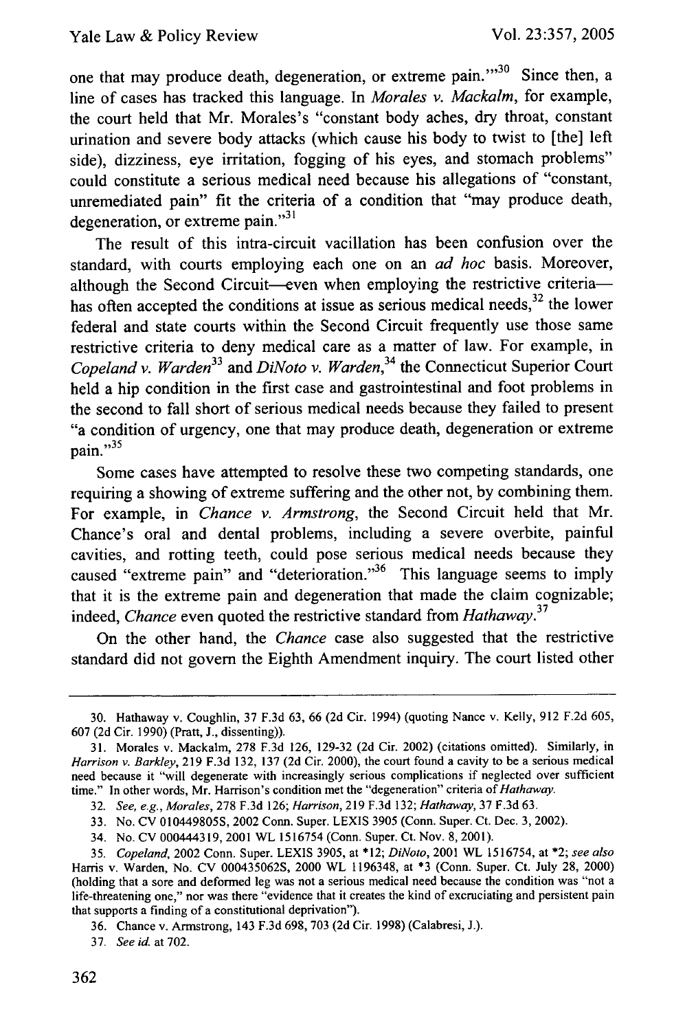one that may produce death, degeneration, or extreme pain.'"[30] Since then, a line of cases has tracked this language. In *Morales v. Mackalm*, for example, the court held that Mr. Morales's "constant body aches, dry throat, constant urination and severe body attacks (which cause his body to twist to [the] left side), dizziness, eye irritation, fogging of his eyes, and stomach problems" could constitute a serious medical need because his allegations of "constant, unremediated pain" fit the criteria of a condition that "may produce death, degeneration, or extreme pain."[31]

The result of this intra-circuit vacillation has been confusion over the standard, with courts employing each one on an *ad hoc* basis. Moreover, although the Second Circuit—even when employing the restrictive criteria—has often accepted the conditions at issue as serious medical needs,[32] the lower federal and state courts within the Second Circuit frequently use those same restrictive criteria to deny medical care as a matter of law. For example, in *Copeland v. Warden*[33] and *DiNoto v. Warden*,[34] the Connecticut Superior Court held a hip condition in the first case and gastrointestinal and foot problems in the second to fall short of serious medical needs because they failed to present "a condition of urgency, one that may produce death, degeneration or extreme pain."[35]

Some cases have attempted to resolve these two competing standards, one requiring a showing of extreme suffering and the other not, by combining them. For example, in *Chance v. Armstrong*, the Second Circuit held that Mr. Chance's oral and dental problems, including a severe overbite, painful cavities, and rotting teeth, could pose serious medical needs because they caused "extreme pain" and "deterioration."[36] This language seems to imply that it is the extreme pain and degeneration that made the claim cognizable; indeed, *Chance* even quoted the restrictive standard from *Hathaway*.[37]

On the other hand, the *Chance* case also suggested that the restrictive standard did not govern the Eighth Amendment inquiry. The court listed other

---

30. Hathaway v. Coughlin, 37 F.3d 63, 66 (2d Cir. 1994) (quoting Nance v. Kelly, 912 F.2d 605, 607 (2d Cir. 1990) (Pratt, J., dissenting)).

31. Morales v. Mackalm, 278 F.3d 126, 129-32 (2d Cir. 2002) (citations omitted). Similarly, in *Harrison v. Barkley*, 219 F.3d 132, 137 (2d Cir. 2000), the court found a cavity to be a serious medical need because it "will degenerate with increasingly serious complications if neglected over sufficient time." In other words, Mr. Harrison's condition met the "degeneration" criteria of *Hathaway*.

32. *See, e.g.*, *Morales*, 278 F.3d 126; *Harrison*, 219 F.3d 132; *Hathaway*, 37 F.3d 63.

33. No. CV 010449805S, 2002 Conn. Super. LEXIS 3905 (Conn. Super. Ct. Dec. 3, 2002).

34. No. CV 000444319, 2001 WL 1516754 (Conn. Super. Ct. Nov. 8, 2001).

35. *Copeland*, 2002 Conn. Super. LEXIS 3905, at *12; *DiNoto*, 2001 WL 1516754, at *2; *see also* Harris v. Warden, No. CV 000435062S, 2000 WL 1196348, at *3 (Conn. Super. Ct. July 28, 2000) (holding that a sore and deformed leg was not a serious medical need because the condition was "not a life-threatening one," nor was there "evidence that it creates the kind of excruciating and persistent pain that supports a finding of a constitutional deprivation").

36. Chance v. Armstrong, 143 F.3d 698, 703 (2d Cir. 1998) (Calabresi, J.).

37. *See id.* at 702.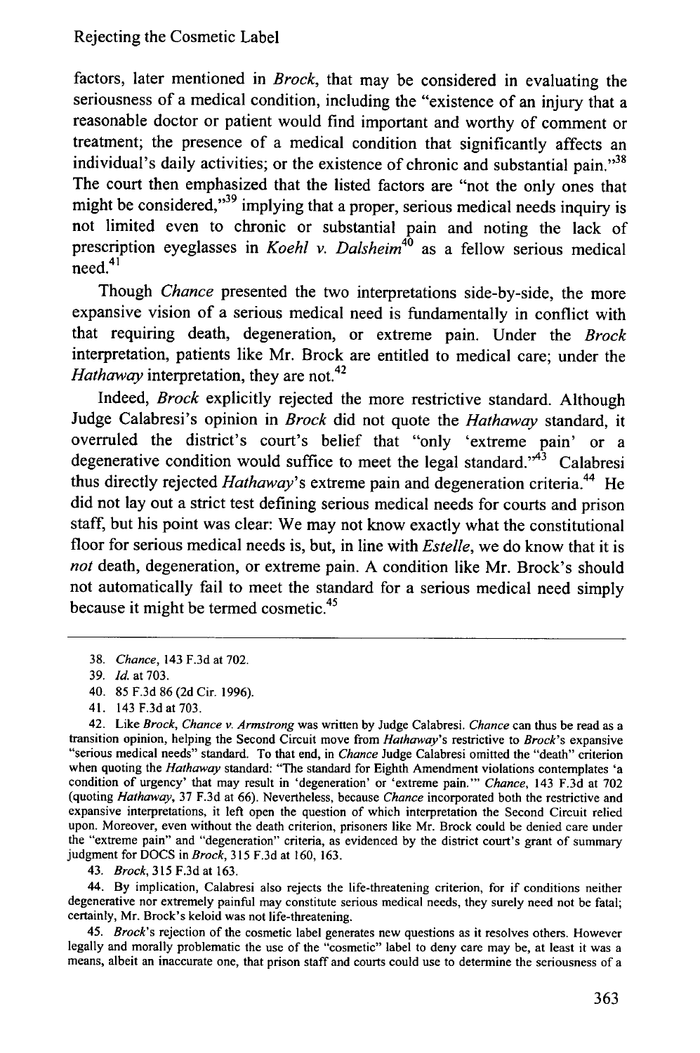factors, later mentioned in *Brock*, that may be considered in evaluating the seriousness of a medical condition, including the "existence of an injury that a reasonable doctor or patient would find important and worthy of comment or treatment; the presence of a medical condition that significantly affects an individual's daily activities; or the existence of chronic and substantial pain."[38] The court then emphasized that the listed factors are "not the only ones that might be considered,"[39] implying that a proper, serious medical needs inquiry is not limited even to chronic or substantial pain and noting the lack of prescription eyeglasses in *Koehl v. Dalsheim*[40] as a fellow serious medical need.[41]

Though *Chance* presented the two interpretations side-by-side, the more expansive vision of a serious medical need is fundamentally in conflict with that requiring death, degeneration, or extreme pain. Under the *Brock* interpretation, patients like Mr. Brock are entitled to medical care; under the *Hathaway* interpretation, they are not.[42]

Indeed, *Brock* explicitly rejected the more restrictive standard. Although Judge Calabresi's opinion in *Brock* did not quote the *Hathaway* standard, it overruled the district's court's belief that "only 'extreme pain' or a degenerative condition would suffice to meet the legal standard."[43] Calabresi thus directly rejected *Hathaway*'s extreme pain and degeneration criteria.[44] He did not lay out a strict test defining serious medical needs for courts and prison staff, but his point was clear: We may not know exactly what the constitutional floor for serious medical needs is, but, in line with *Estelle*, we do know that it is *not* death, degeneration, or extreme pain. A condition like Mr. Brock's should not automatically fail to meet the standard for a serious medical need simply because it might be termed cosmetic.[45]

---

38. *Chance*, 143 F.3d at 702.

39. *Id.* at 703.

40. 85 F.3d 86 (2d Cir. 1996).

41. 143 F.3d at 703.

42. Like *Brock*, *Chance v. Armstrong* was written by Judge Calabresi. *Chance* can thus be read as a transition opinion, helping the Second Circuit move from *Hathaway*'s restrictive to *Brock*'s expansive "serious medical needs" standard. To that end, in *Chance* Judge Calabresi omitted the "death" criterion when quoting the *Hathaway* standard: "The standard for Eighth Amendment violations contemplates 'a condition of urgency' that may result in 'degeneration' or 'extreme pain.'" *Chance*, 143 F.3d at 702 (quoting *Hathaway*, 37 F.3d at 66). Nevertheless, because *Chance* incorporated both the restrictive and expansive interpretations, it left open the question of which interpretation the Second Circuit relied upon. Moreover, even without the death criterion, prisoners like Mr. Brock could be denied care under the "extreme pain" and "degeneration" criteria, as evidenced by the district court's grant of summary judgment for DOCS in *Brock*, 315 F.3d at 160, 163.

43. *Brock*, 315 F.3d at 163.

44. By implication, Calabresi also rejects the life-threatening criterion, for if conditions neither degenerative nor extremely painful may constitute serious medical needs, they surely need not be fatal; certainly, Mr. Brock's keloid was not life-threatening.

45. *Brock*'s rejection of the cosmetic label generates new questions as it resolves others. However legally and morally problematic the use of the "cosmetic" label to deny care may be, at least it was a means, albeit an inaccurate one, that prison staff and courts could use to determine the seriousness of a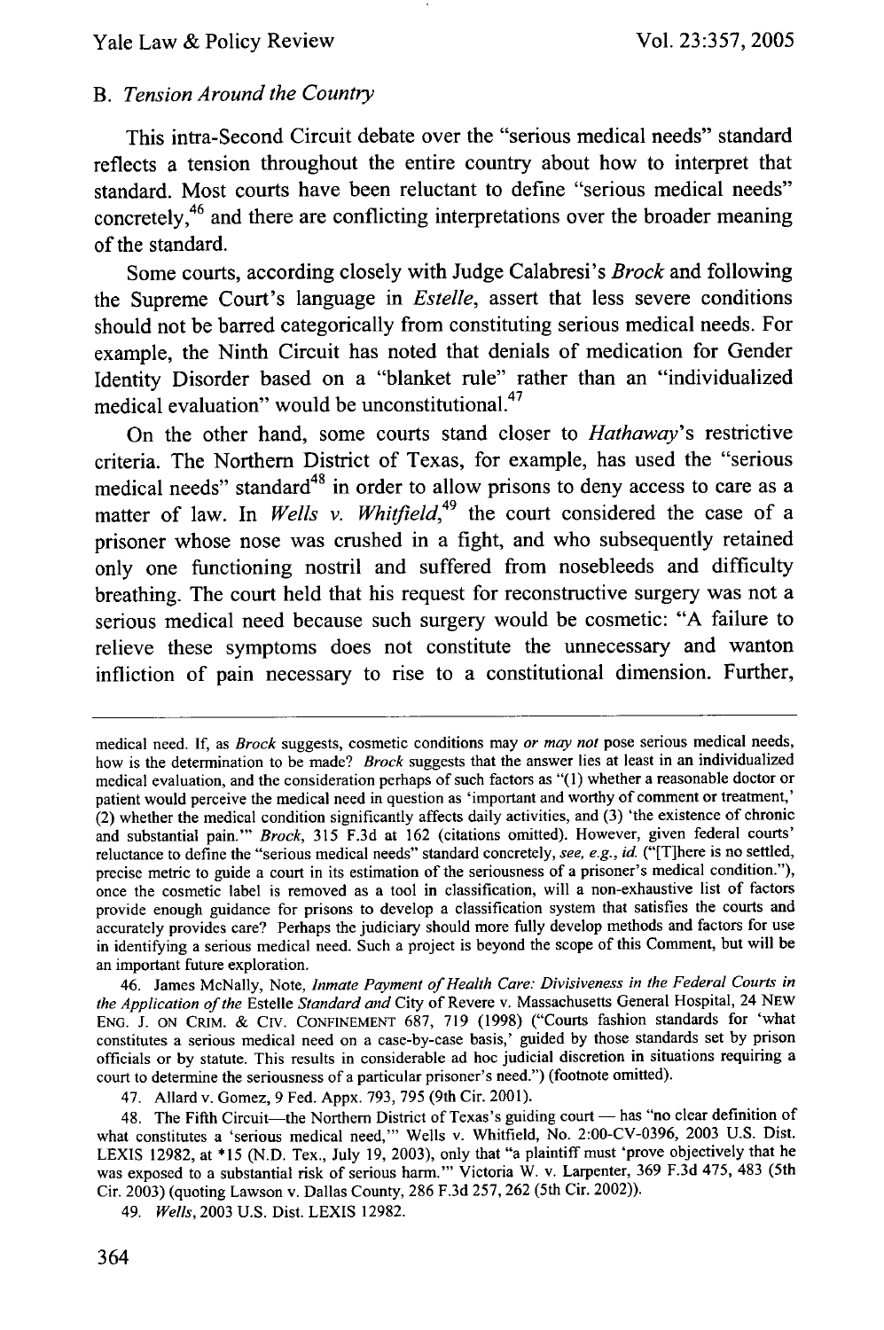## B. *Tension Around the Country*

This intra-Second Circuit debate over the "serious medical needs" standard reflects a tension throughout the entire country about how to interpret that standard. Most courts have been reluctant to define "serious medical needs" concretely,[46] and there are conflicting interpretations over the broader meaning of the standard.

Some courts, according closely with Judge Calabresi's *Brock* and following the Supreme Court's language in *Estelle*, assert that less severe conditions should not be barred categorically from constituting serious medical needs. For example, the Ninth Circuit has noted that denials of medication for Gender Identity Disorder based on a "blanket rule" rather than an "individualized medical evaluation" would be unconstitutional.[47]

On the other hand, some courts stand closer to *Hathaway*'s restrictive criteria. The Northern District of Texas, for example, has used the "serious medical needs" standard[48] in order to allow prisons to deny access to care as a matter of law. In *Wells v. Whitfield*,[49] the court considered the case of a prisoner whose nose was crushed in a fight, and who subsequently retained only one functioning nostril and suffered from nosebleeds and difficulty breathing. The court held that his request for reconstructive surgery was not a serious medical need because such surgery would be cosmetic: "A failure to relieve these symptoms does not constitute the unnecessary and wanton infliction of pain necessary to rise to a constitutional dimension. Further,

---

medical need. If, as *Brock* suggests, cosmetic conditions may *or may not* pose serious medical needs, how is the determination to be made? *Brock* suggests that the answer lies at least in an individualized medical evaluation, and the consideration perhaps of such factors as "(1) whether a reasonable doctor or patient would perceive the medical need in question as 'important and worthy of comment or treatment,' (2) whether the medical condition significantly affects daily activities, and (3) 'the existence of chronic and substantial pain.'" *Brock*, 315 F.3d at 162 (citations omitted). However, given federal courts' reluctance to define the "serious medical needs" standard concretely, *see, e.g., id.* ("[T]here is no settled, precise metric to guide a court in its estimation of the seriousness of a prisoner's medical condition."), once the cosmetic label is removed as a tool in classification, will a non-exhaustive list of factors provide enough guidance for prisons to develop a classification system that satisfies the courts and accurately provides care? Perhaps the judiciary should more fully develop methods and factors for use in identifying a serious medical need. Such a project is beyond the scope of this Comment, but will be an important future exploration.

46. James McNally, Note, *Inmate Payment of Health Care: Divisiveness in the Federal Courts in the Application of the* Estelle *Standard and* City of Revere v. Massachusetts General Hospital, 24 NEW ENG. J. ON CRIM. & CIV. CONFINEMENT 687, 719 (1998) ("Courts fashion standards for 'what constitutes a serious medical need on a case-by-case basis,' guided by those standards set by prison officials or by statute. This results in considerable ad hoc judicial discretion in situations requiring a court to determine the seriousness of a particular prisoner's need.") (footnote omitted).

47. Allard v. Gomez, 9 Fed. Appx. 793, 795 (9th Cir. 2001).

48. The Fifth Circuit—the Northern District of Texas's guiding court — has "no clear definition of what constitutes a 'serious medical need,'" Wells v. Whitfield, No. 2:00-CV-0396, 2003 U.S. Dist. LEXIS 12982, at *15 (N.D. Tex., July 19, 2003), only that "a plaintiff must 'prove objectively that he was exposed to a substantial risk of serious harm.'" Victoria W. v. Larpenter, 369 F.3d 475, 483 (5th Cir. 2003) (quoting Lawson v. Dallas County, 286 F.3d 257, 262 (5th Cir. 2002)).

49. *Wells*, 2003 U.S. Dist. LEXIS 12982.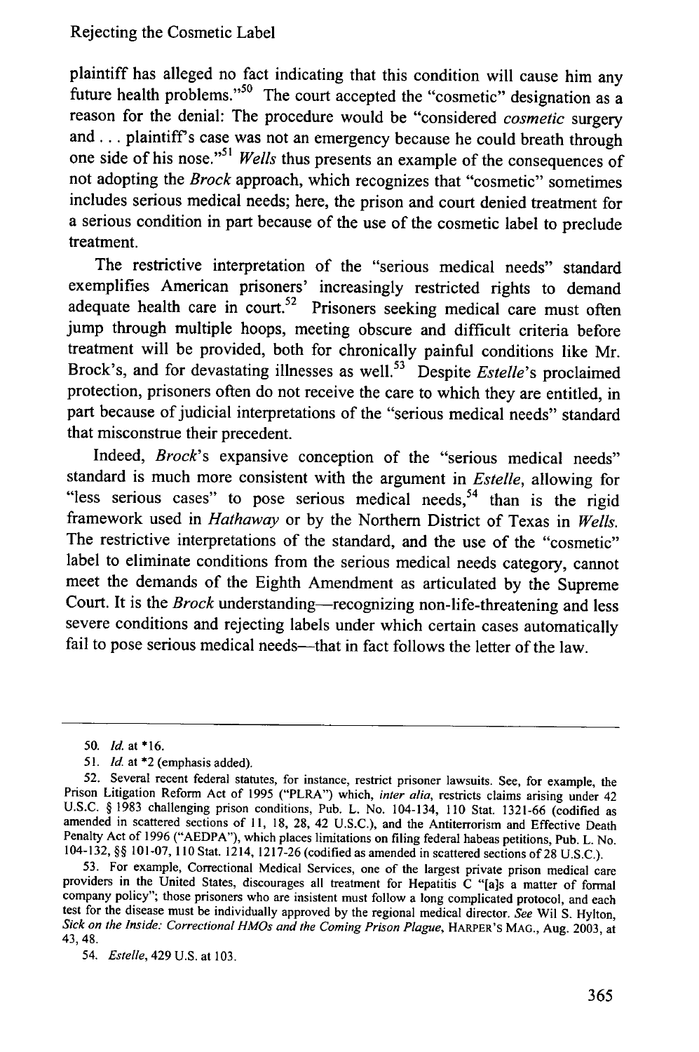plaintiff has alleged no fact indicating that this condition will cause him any future health problems."[50] The court accepted the "cosmetic" designation as a reason for the denial: The procedure would be "considered *cosmetic* surgery and . . . plaintiff's case was not an emergency because he could breath through one side of his nose."[51] *Wells* thus presents an example of the consequences of not adopting the *Brock* approach, which recognizes that "cosmetic" sometimes includes serious medical needs; here, the prison and court denied treatment for a serious condition in part because of the use of the cosmetic label to preclude treatment.

The restrictive interpretation of the "serious medical needs" standard exemplifies American prisoners' increasingly restricted rights to demand adequate health care in court.[52] Prisoners seeking medical care must often jump through multiple hoops, meeting obscure and difficult criteria before treatment will be provided, both for chronically painful conditions like Mr. Brock's, and for devastating illnesses as well.[53] Despite *Estelle*'s proclaimed protection, prisoners often do not receive the care to which they are entitled, in part because of judicial interpretations of the "serious medical needs" standard that misconstrue their precedent.

Indeed, *Brock*'s expansive conception of the "serious medical needs" standard is much more consistent with the argument in *Estelle*, allowing for "less serious cases" to pose serious medical needs,[54] than is the rigid framework used in *Hathaway* or by the Northern District of Texas in *Wells*. The restrictive interpretations of the standard, and the use of the "cosmetic" label to eliminate conditions from the serious medical needs category, cannot meet the demands of the Eighth Amendment as articulated by the Supreme Court. It is the *Brock* understanding—recognizing non-life-threatening and less severe conditions and rejecting labels under which certain cases automatically fail to pose serious medical needs—that in fact follows the letter of the law.

---

50. *Id.* at *16.

51. *Id.* at *2 (emphasis added).

52. Several recent federal statutes, for instance, restrict prisoner lawsuits. See, for example, the Prison Litigation Reform Act of 1995 ("PLRA") which, *inter alia*, restricts claims arising under 42 U.S.C. § 1983 challenging prison conditions, Pub. L. No. 104-134, 110 Stat. 1321-66 (codified as amended in scattered sections of 11, 18, 28, 42 U.S.C.), and the Antiterrorism and Effective Death Penalty Act of 1996 ("AEDPA"), which places limitations on filing federal habeas petitions, Pub. L. No. 104-132, §§ 101-07, 110 Stat. 1214, 1217-26 (codified as amended in scattered sections of 28 U.S.C.).

53. For example, Correctional Medical Services, one of the largest private prison medical care providers in the United States, discourages all treatment for Hepatitis C "[a]s a matter of formal company policy"; those prisoners who are insistent must follow a long complicated protocol, and each test for the disease must be individually approved by the regional medical director. *See* Wil S. Hylton, *Sick on the Inside: Correctional HMOs and the Coming Prison Plague*, HARPER'S MAG., Aug. 2003, at 43, 48.

54. *Estelle*, 429 U.S. at 103.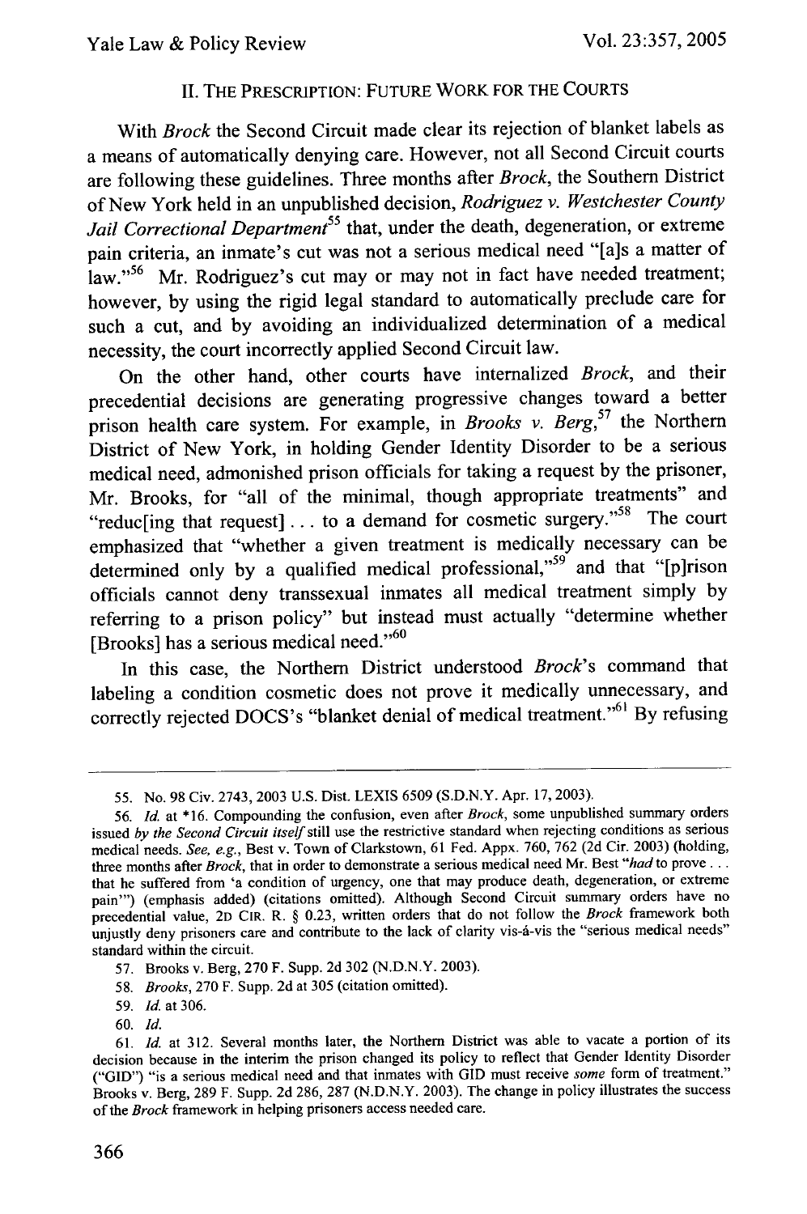## II. THE PRESCRIPTION: FUTURE WORK FOR THE COURTS

With *Brock* the Second Circuit made clear its rejection of blanket labels as a means of automatically denying care. However, not all Second Circuit courts are following these guidelines. Three months after *Brock*, the Southern District of New York held in an unpublished decision, *Rodriguez v. Westchester County Jail Correctional Department*[55] that, under the death, degeneration, or extreme pain criteria, an inmate's cut was not a serious medical need "[a]s a matter of law."[56] Mr. Rodriguez's cut may or may not in fact have needed treatment; however, by using the rigid legal standard to automatically preclude care for such a cut, and by avoiding an individualized determination of a medical necessity, the court incorrectly applied Second Circuit law.

On the other hand, other courts have internalized *Brock*, and their precedential decisions are generating progressive changes toward a better prison health care system. For example, in *Brooks v. Berg*,[57] the Northern District of New York, in holding Gender Identity Disorder to be a serious medical need, admonished prison officials for taking a request by the prisoner, Mr. Brooks, for "all of the minimal, though appropriate treatments" and "reduc[ing that request] . . . to a demand for cosmetic surgery."[58] The court emphasized that "whether a given treatment is medically necessary can be determined only by a qualified medical professional,"[59] and that "[p]rison officials cannot deny transsexual inmates all medical treatment simply by referring to a prison policy" but instead must actually "determine whether [Brooks] has a serious medical need."[60]

In this case, the Northern District understood *Brock*'s command that labeling a condition cosmetic does not prove it medically unnecessary, and correctly rejected DOCS's "blanket denial of medical treatment."[61] By refusing

---

55. No. 98 Civ. 2743, 2003 U.S. Dist. LEXIS 6509 (S.D.N.Y. Apr. 17, 2003).

56. *Id.* at *16. Compounding the confusion, even after *Brock*, some unpublished summary orders issued *by the Second Circuit itself* still use the restrictive standard when rejecting conditions as serious medical needs. *See, e.g.*, Best v. Town of Clarkstown, 61 Fed. Appx. 760, 762 (2d Cir. 2003) (holding, three months after *Brock*, that in order to demonstrate a serious medical need Mr. Best "*had* to prove . . . that he suffered from 'a condition of urgency, one that may produce death, degeneration, or extreme pain'") (emphasis added) (citations omitted). Although Second Circuit summary orders have no precedential value, 2D CIR. R. § 0.23, written orders that do not follow the *Brock* framework both unjustly deny prisoners care and contribute to the lack of clarity vis-à-vis the "serious medical needs" standard within the circuit.

57. Brooks v. Berg, 270 F. Supp. 2d 302 (N.D.N.Y. 2003).

58. *Brooks*, 270 F. Supp. 2d at 305 (citation omitted).

59. *Id.* at 306.

60. *Id.*

61. *Id.* at 312. Several months later, the Northern District was able to vacate a portion of its decision because in the interim the prison changed its policy to reflect that Gender Identity Disorder ("GID") "is a serious medical need and that inmates with GID must receive *some* form of treatment." Brooks v. Berg, 289 F. Supp. 2d 286, 287 (N.D.N.Y. 2003). The change in policy illustrates the success of the *Brock* framework in helping prisoners access needed care.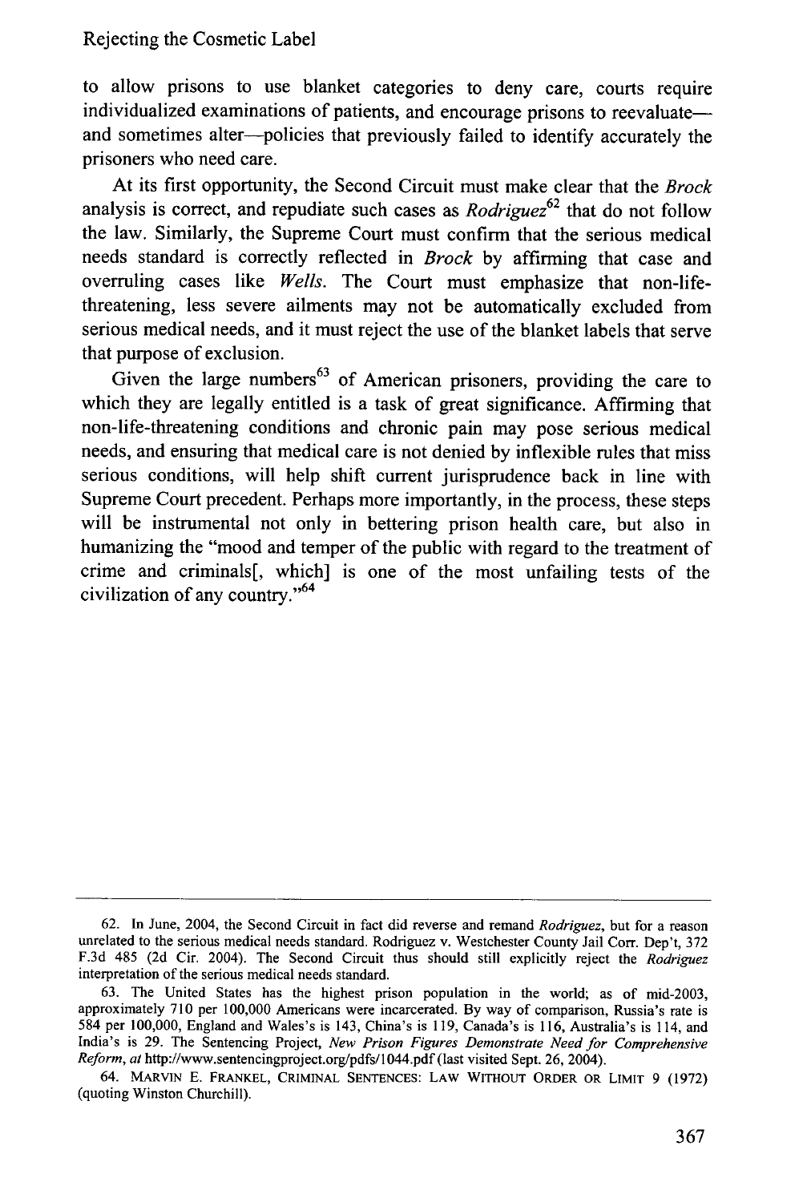to allow prisons to use blanket categories to deny care, courts require individualized examinations of patients, and encourage prisons to reevaluate—and sometimes alter—policies that previously failed to identify accurately the prisoners who need care.

At its first opportunity, the Second Circuit must make clear that the *Brock* analysis is correct, and repudiate such cases as *Rodriguez*[62] that do not follow the law. Similarly, the Supreme Court must confirm that the serious medical needs standard is correctly reflected in *Brock* by affirming that case and overruling cases like *Wells*. The Court must emphasize that non-life-threatening, less severe ailments may not be automatically excluded from serious medical needs, and it must reject the use of the blanket labels that serve that purpose of exclusion.

Given the large numbers[63] of American prisoners, providing the care to which they are legally entitled is a task of great significance. Affirming that non-life-threatening conditions and chronic pain may pose serious medical needs, and ensuring that medical care is not denied by inflexible rules that miss serious conditions, will help shift current jurisprudence back in line with Supreme Court precedent. Perhaps more importantly, in the process, these steps will be instrumental not only in bettering prison health care, but also in humanizing the "mood and temper of the public with regard to the treatment of crime and criminals[, which] is one of the most unfailing tests of the civilization of any country."[64]

---

62. In June, 2004, the Second Circuit in fact did reverse and remand *Rodriguez*, but for a reason unrelated to the serious medical needs standard. Rodriguez v. Westchester County Jail Corr. Dep't, 372 F.3d 485 (2d Cir. 2004). The Second Circuit thus should still explicitly reject the *Rodriguez* interpretation of the serious medical needs standard.

63. The United States has the highest prison population in the world; as of mid-2003, approximately 710 per 100,000 Americans were incarcerated. By way of comparison, Russia's rate is 584 per 100,000, England and Wales's is 143, China's is 119, Canada's is 116, Australia's is 114, and India's is 29. The Sentencing Project, *New Prison Figures Demonstrate Need for Comprehensive Reform*, *at* http://www.sentencingproject.org/pdfs/1044.pdf (last visited Sept. 26, 2004).

64. MARVIN E. FRANKEL, CRIMINAL SENTENCES: LAW WITHOUT ORDER OR LIMIT 9 (1972) (quoting Winston Churchill).